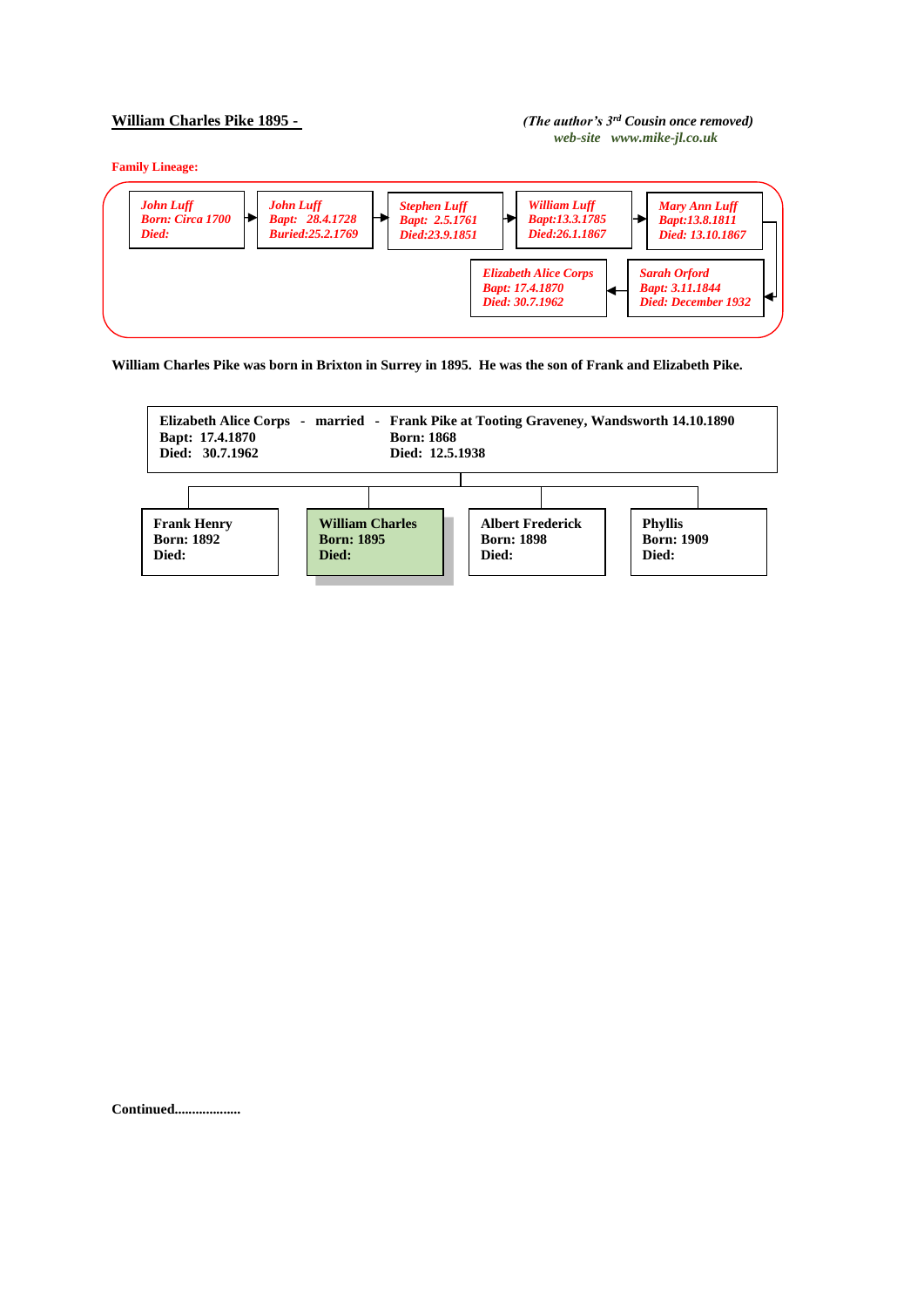## William Charles Pike 1895 -

*(The author's 3rd Cousin once removed)*
*web-site www.mike-jl.co.uk*

**Family Lineage:**

*John Luff*
*Born: Circa 1700*
*Died:*

→ *John Luff*
*Bapt: 28.4.1728*
*Buried:25.2.1769*

→ *Stephen Luff*
*Bapt: 2.5.1761*
*Died:23.9.1851*

→ *William Luff*
*Bapt:13.3.1785*
*Died:26.1.1867*

→ *Mary Ann Luff*
*Bapt:13.8.1811*
*Died: 13.10.1867*

→ *Sarah Orford*
*Bapt: 3.11.1844*
*Died: December 1932*

→ *Elizabeth Alice Corps*
*Bapt: 17.4.1870*
*Died: 30.7.1962*

**William Charles Pike was born in Brixton in Surrey in 1895. He was the son of Frank and Elizabeth Pike.**

**Elizabeth Alice Corps - married - Frank Pike at Tooting Graveney, Wandsworth 14.10.1890**

| Elizabeth Alice Corps | Frank Pike |
|---|---|
| Bapt: 17.4.1870 | Born: 1868 |
| Died: 30.7.1962 | Died: 12.5.1938 |

| Frank Henry | William Charles | Albert Frederick | Phyllis |
|---|---|---|---|
| Born: 1892 | Born: 1895 | Born: 1898 | Born: 1909 |
| Died: | Died: | Died: | Died: |

**Continued..................**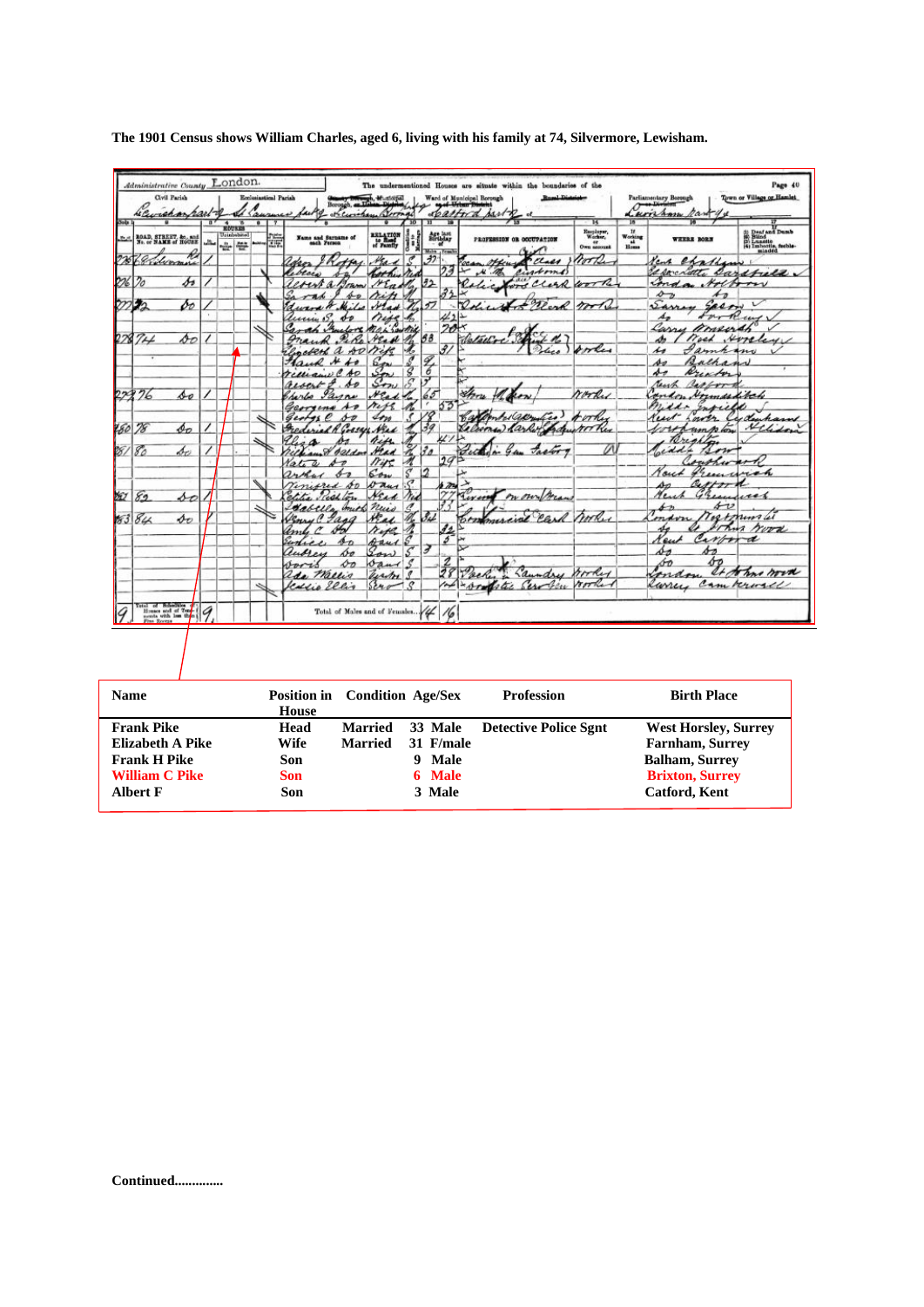**The 1901 Census shows William Charles, aged 6, living with his family at 74, Silvermore, Lewisham.**

| Name | Position in House | Condition | Age/Sex | Profession | Birth Place |
|---|---|---|---|---|---|
| **Frank Pike** | **Head** | **Married** | **33 Male** | **Detective Police Sgnt** | **West Horsley, Surrey** |
| **Elizabeth A Pike** | **Wife** | **Married** | **31 F/male** | | **Farnham, Surrey** |
| **Frank H Pike** | **Son** | | **9 Male** | | **Balham, Surrey** |
| **William C Pike** | **Son** | | **6 Male** | | **Brixton, Surrey** |
| **Albert F** | **Son** | | **3 Male** | | **Catford, Kent** |

**Continued.............**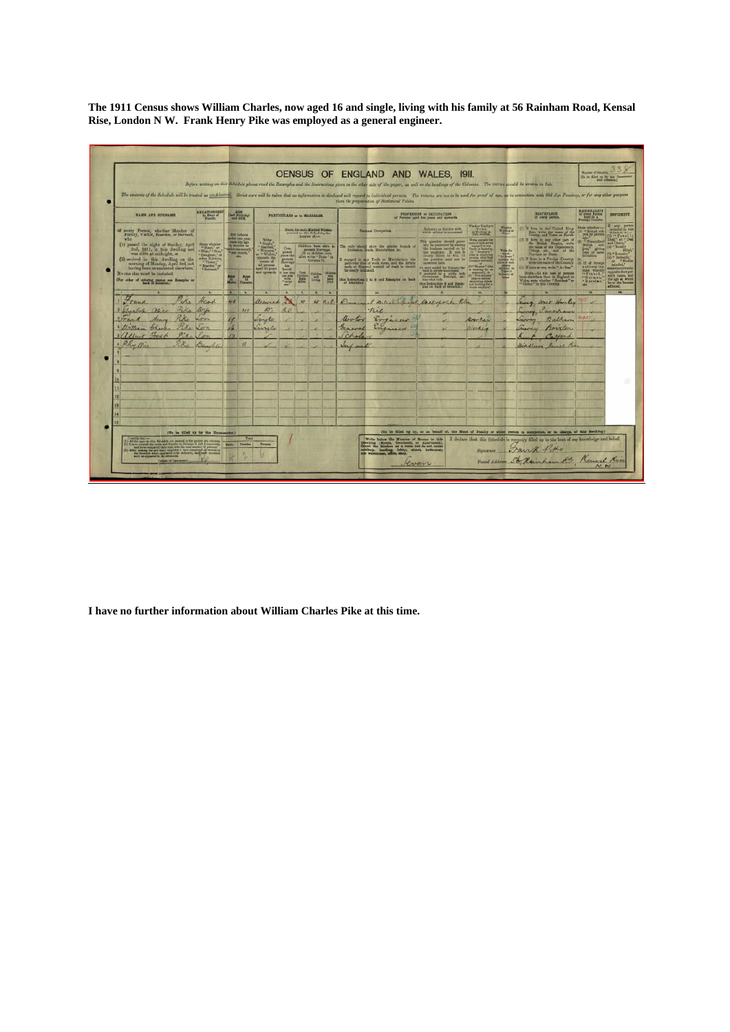**The 1911 Census shows William Charles, now aged 16 and single, living with his family at 56 Rainham Road, Kensal Rise, London N W. Frank Henry Pike was employed as a general engineer.**

**I have no further information about William Charles Pike at this time.**